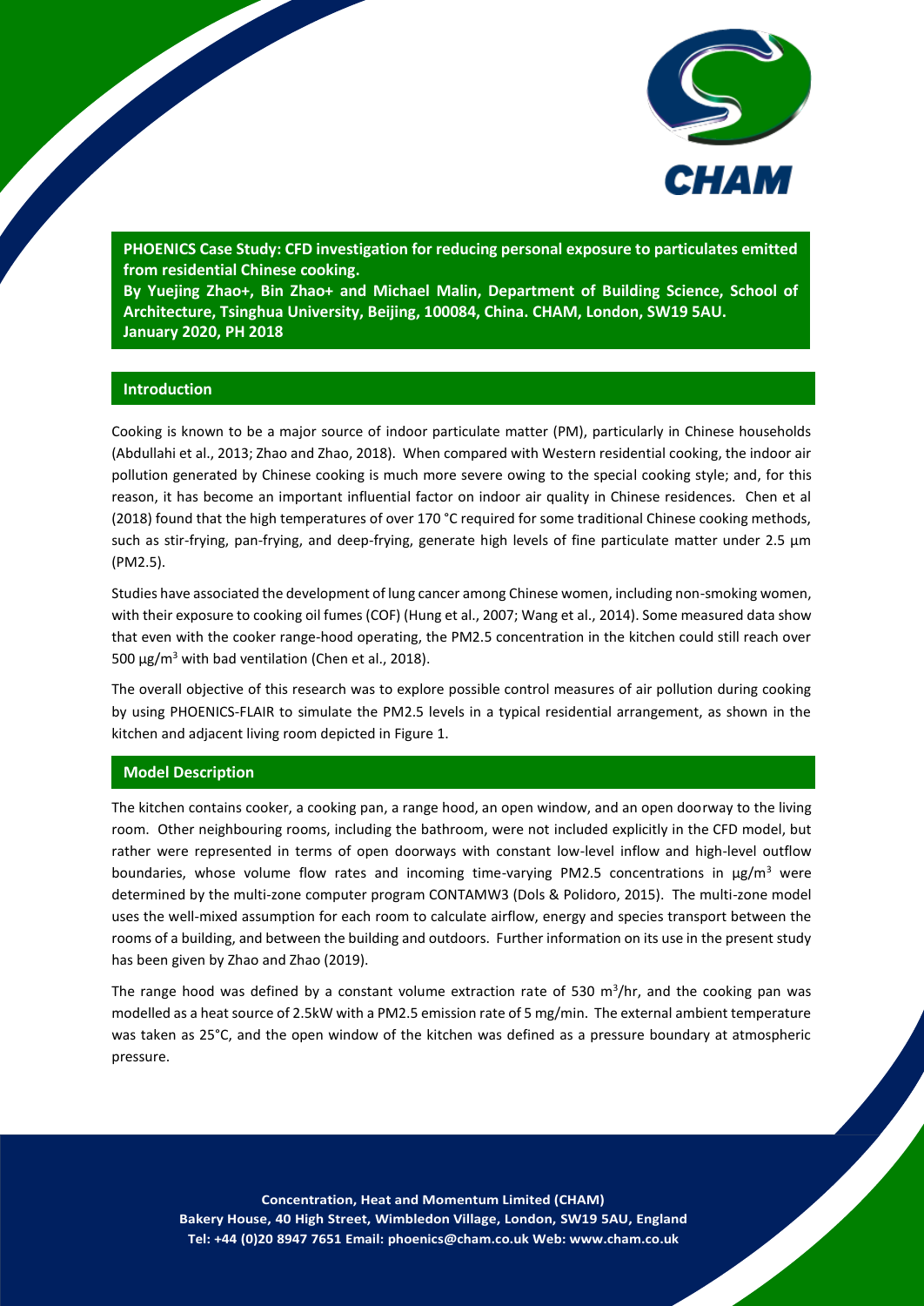**PHOENICS Case Study: CFD investigation for reducing personal exposure to particulates emitted from residential Chinese cooking.**
**By Yuejing Zhao+, Bin Zhao+ and Michael Malin, Department of Building Science, School of Architecture, Tsinghua University, Beijing, 100084, China. CHAM, London, SW19 5AU.**
**January 2020, PH 2018**

## Introduction

Cooking is known to be a major source of indoor particulate matter (PM), particularly in Chinese households (Abdullahi et al., 2013; Zhao and Zhao, 2018). When compared with Western residential cooking, the indoor air pollution generated by Chinese cooking is much more severe owing to the special cooking style; and, for this reason, it has become an important influential factor on indoor air quality in Chinese residences. Chen et al (2018) found that the high temperatures of over 170 °C required for some traditional Chinese cooking methods, such as stir-frying, pan-frying, and deep-frying, generate high levels of fine particulate matter under 2.5 µm (PM2.5).

Studies have associated the development of lung cancer among Chinese women, including non-smoking women, with their exposure to cooking oil fumes (COF) (Hung et al., 2007; Wang et al., 2014). Some measured data show that even with the cooker range-hood operating, the PM2.5 concentration in the kitchen could still reach over 500 µg/m$^3$ with bad ventilation (Chen et al., 2018).

The overall objective of this research was to explore possible control measures of air pollution during cooking by using PHOENICS-FLAIR to simulate the PM2.5 levels in a typical residential arrangement, as shown in the kitchen and adjacent living room depicted in Figure 1.

## Model Description

The kitchen contains cooker, a cooking pan, a range hood, an open window, and an open doorway to the living room. Other neighbouring rooms, including the bathroom, were not included explicitly in the CFD model, but rather were represented in terms of open doorways with constant low-level inflow and high-level outflow boundaries, whose volume flow rates and incoming time-varying PM2.5 concentrations in µg/m$^3$ were determined by the multi-zone computer program CONTAMW3 (Dols & Polidoro, 2015). The multi-zone model uses the well-mixed assumption for each room to calculate airflow, energy and species transport between the rooms of a building, and between the building and outdoors. Further information on its use in the present study has been given by Zhao and Zhao (2019).

The range hood was defined by a constant volume extraction rate of 530 m$^3$/hr, and the cooking pan was modelled as a heat source of 2.5kW with a PM2.5 emission rate of 5 mg/min. The external ambient temperature was taken as 25°C, and the open window of the kitchen was defined as a pressure boundary at atmospheric pressure.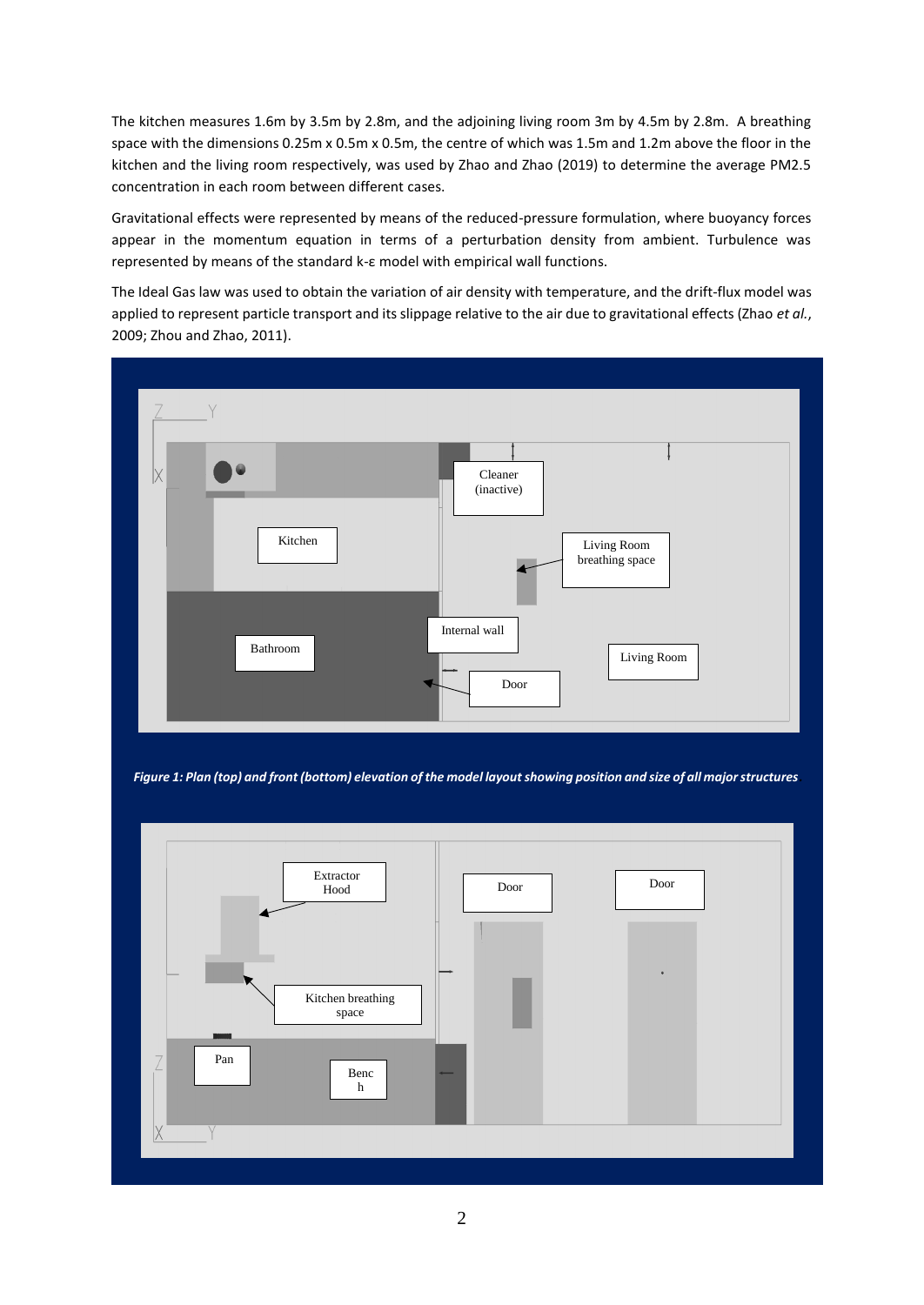The kitchen measures 1.6m by 3.5m by 2.8m, and the adjoining living room 3m by 4.5m by 2.8m. A breathing space with the dimensions 0.25m x 0.5m x 0.5m, the centre of which was 1.5m and 1.2m above the floor in the kitchen and the living room respectively, was used by Zhao and Zhao (2019) to determine the average PM2.5 concentration in each room between different cases.

Gravitational effects were represented by means of the reduced-pressure formulation, where buoyancy forces appear in the momentum equation in terms of a perturbation density from ambient. Turbulence was represented by means of the standard k-ε model with empirical wall functions.

The Ideal Gas law was used to obtain the variation of air density with temperature, and the drift-flux model was applied to represent particle transport and its slippage relative to the air due to gravitational effects (Zhao *et al.*, 2009; Zhou and Zhao, 2011).

***Figure 1: Plan (top) and front (bottom) elevation of the model layout showing position and size of all major structures***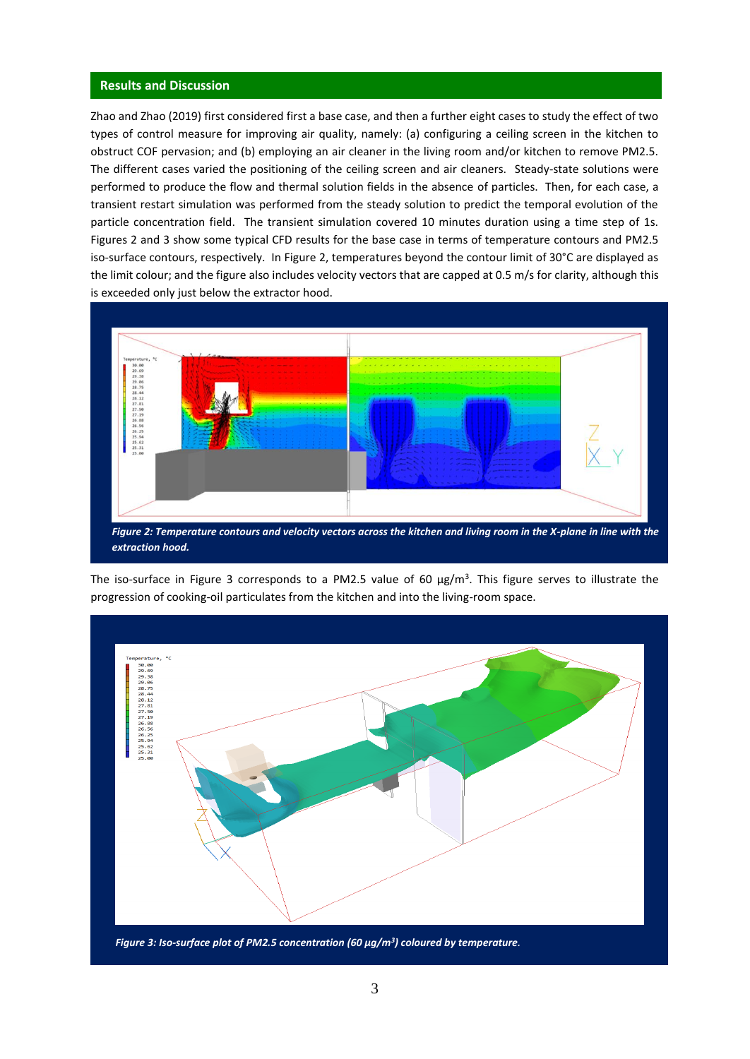## Results and Discussion

Zhao and Zhao (2019) first considered first a base case, and then a further eight cases to study the effect of two types of control measure for improving air quality, namely: (a) configuring a ceiling screen in the kitchen to obstruct COF pervasion; and (b) employing an air cleaner in the living room and/or kitchen to remove PM2.5. The different cases varied the positioning of the ceiling screen and air cleaners. Steady-state solutions were performed to produce the flow and thermal solution fields in the absence of particles. Then, for each case, a transient restart simulation was performed from the steady solution to predict the temporal evolution of the particle concentration field. The transient simulation covered 10 minutes duration using a time step of 1s. Figures 2 and 3 show some typical CFD results for the base case in terms of temperature contours and PM2.5 iso-surface contours, respectively. In Figure 2, temperatures beyond the contour limit of 30°C are displayed as the limit colour; and the figure also includes velocity vectors that are capped at 0.5 m/s for clarity, although this is exceeded only just below the extractor hood.

***Figure 2: Temperature contours and velocity vectors across the kitchen and living room in the X-plane in line with the extraction hood.***

The iso-surface in Figure 3 corresponds to a PM2.5 value of 60 μg/m$^3$. This figure serves to illustrate the progression of cooking-oil particulates from the kitchen and into the living-room space.

***Figure 3: Iso-surface plot of PM2.5 concentration (60 μg/m$^3$) coloured by temperature.***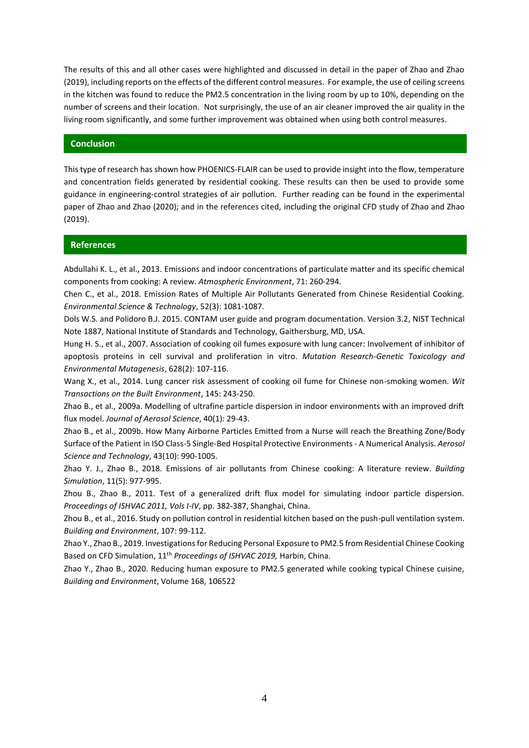The results of this and all other cases were highlighted and discussed in detail in the paper of Zhao and Zhao (2019), including reports on the effects of the different control measures. For example, the use of ceiling screens in the kitchen was found to reduce the PM2.5 concentration in the living room by up to 10%, depending on the number of screens and their location. Not surprisingly, the use of an air cleaner improved the air quality in the living room significantly, and some further improvement was obtained when using both control measures.

## Conclusion

This type of research has shown how PHOENICS-FLAIR can be used to provide insight into the flow, temperature and concentration fields generated by residential cooking. These results can then be used to provide some guidance in engineering-control strategies of air pollution. Further reading can be found in the experimental paper of Zhao and Zhao (2020); and in the references cited, including the original CFD study of Zhao and Zhao (2019).

## References

Abdullahi K. L., et al., 2013. Emissions and indoor concentrations of particulate matter and its specific chemical components from cooking: A review. *Atmospheric Environment*, 71: 260-294.

Chen C., et al., 2018. Emission Rates of Multiple Air Pollutants Generated from Chinese Residential Cooking. *Environmental Science & Technology*, 52(3): 1081-1087.

Dols W.S. and Polidoro B.J. 2015. CONTAM user guide and program documentation. Version 3.2, NIST Technical Note 1887, National Institute of Standards and Technology, Gaithersburg, MD, USA.

Hung H. S., et al., 2007. Association of cooking oil fumes exposure with lung cancer: Involvement of inhibitor of apoptosis proteins in cell survival and proliferation in vitro. *Mutation Research-Genetic Toxicology and Environmental Mutagenesis*, 628(2): 107-116.

Wang X., et al., 2014. Lung cancer risk assessment of cooking oil fume for Chinese non-smoking women. *Wit Transactions on the Built Environment*, 145: 243-250.

Zhao B., et al., 2009a. Modelling of ultrafine particle dispersion in indoor environments with an improved drift flux model. *Journal of Aerosol Science*, 40(1): 29-43.

Zhao B., et al., 2009b. How Many Airborne Particles Emitted from a Nurse will reach the Breathing Zone/Body Surface of the Patient in ISO Class-5 Single-Bed Hospital Protective Environments - A Numerical Analysis. *Aerosol Science and Technology*, 43(10): 990-1005.

Zhao Y. J., Zhao B., 2018. Emissions of air pollutants from Chinese cooking: A literature review. *Building Simulation*, 11(5): 977-995.

Zhou B., Zhao B., 2011. Test of a generalized drift flux model for simulating indoor particle dispersion. *Proceedings of ISHVAC 2011, Vols I-IV*, pp. 382-387, Shanghai, China.

Zhou B., et al., 2016. Study on pollution control in residential kitchen based on the push-pull ventilation system. *Building and Environment*, 107: 99-112.

Zhao Y., Zhao B., 2019. Investigations for Reducing Personal Exposure to PM2.5 from Residential Chinese Cooking Based on CFD Simulation, 11th *Proceedings of ISHVAC 2019,* Harbin, China.

Zhao Y., Zhao B., 2020. Reducing human exposure to PM2.5 generated while cooking typical Chinese cuisine, *Building and Environment*, Volume 168, 106522